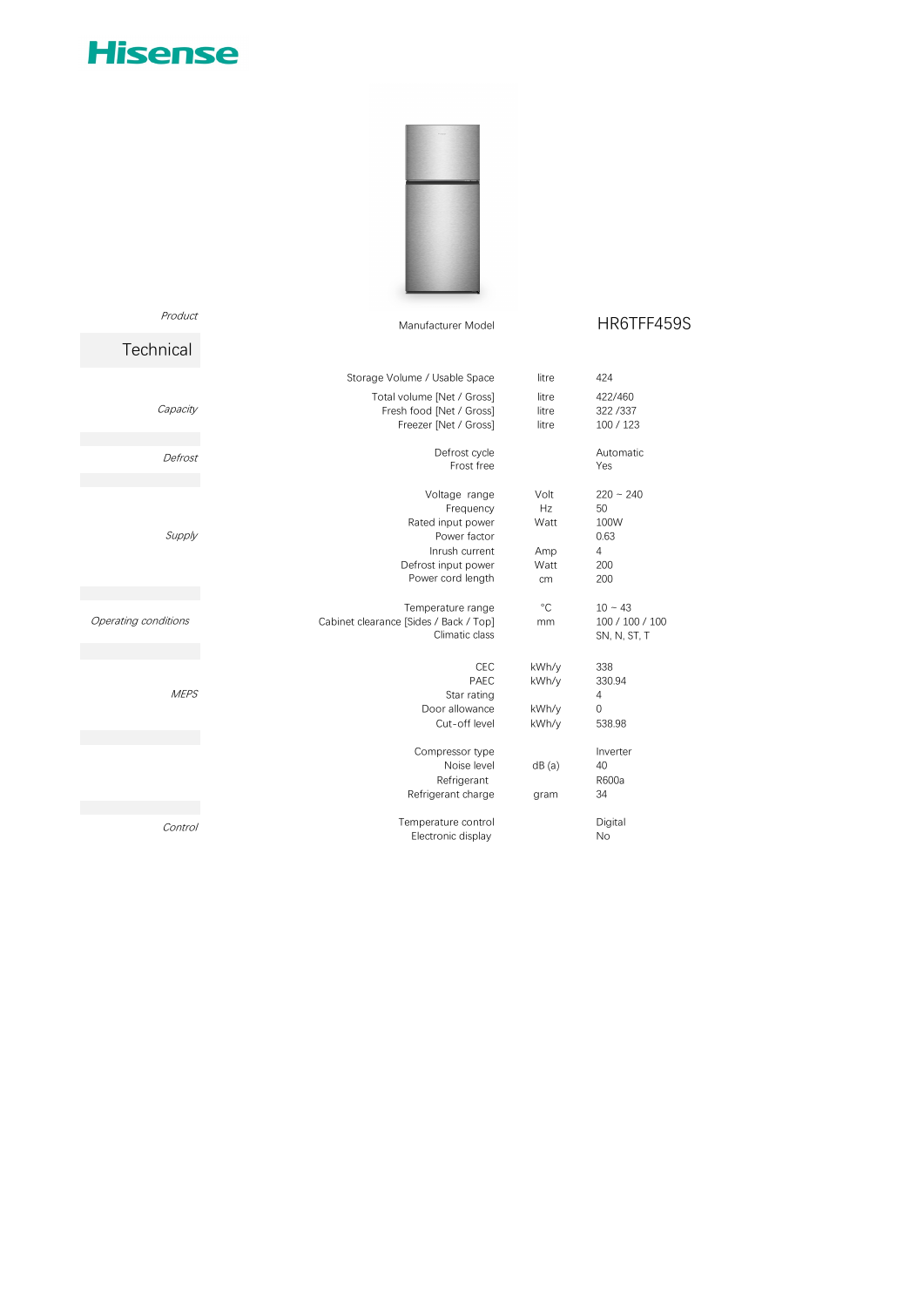# Hisense

*Product*

## Technical

| Section | Parameter | Unit | Value |
|---|---|---|---|
| *Product* | Manufacturer Model | | HR6TFF459S |
| *Capacity* | Storage Volume / Usable Space | litre | 424 |
| | Total volume [Net / Gross] | litre | 422/460 |
| | Fresh food [Net / Gross] | litre | 322 /337 |
| | Freezer [Net / Gross] | litre | 100 / 123 |
| *Defrost* | Defrost cycle | | Automatic |
| | Frost free | | Yes |
| *Supply* | Voltage range | Volt | 220 ~ 240 |
| | Frequency | Hz | 50 |
| | Rated input power | Watt | 100W |
| | Power factor | | 0.63 |
| | Inrush current | Amp | 4 |
| | Defrost input power | Watt | 200 |
| | Power cord length | cm | 200 |
| *Operating conditions* | Temperature range | °C | 10 ~ 43 |
| | Cabinet clearance [Sides / Back / Top] | mm | 100 / 100 / 100 |
| | Climatic class | | SN, N, ST, T |
| *MEPS* | CEC | kWh/y | 338 |
| | PAEC | kWh/y | 330.94 |
| | Star rating | | 4 |
| | Door allowance | kWh/y | 0 |
| | Cut-off level | kWh/y | 538.98 |
| | Compressor type | | Inverter |
| | Noise level | dB (a) | 40 |
| | Refrigerant | | R600a |
| | Refrigerant charge | gram | 34 |
| *Control* | Temperature control | | Digital |
| | Electronic display | | No |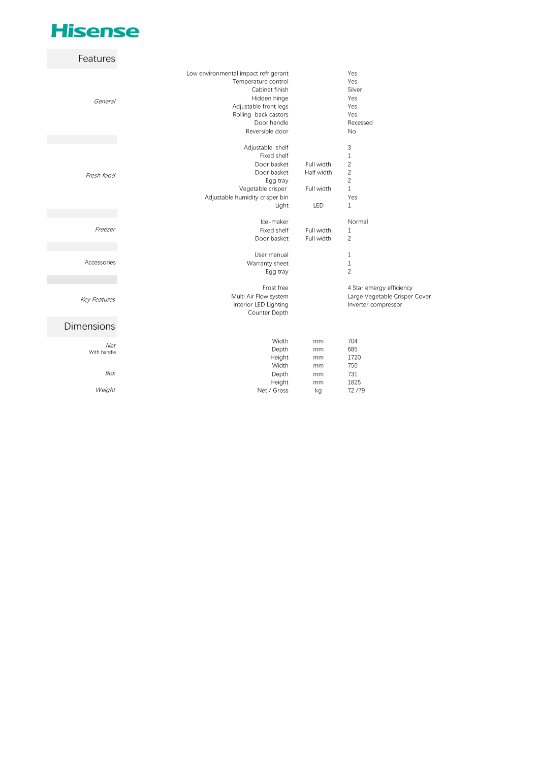# Hisense

## Features

| | | | |
|---|---|---|---|
| *General* | Low environmental impact refrigerant | | Yes |
| | Temperature control | | Yes |
| | Cabinet finish | | Silver |
| | Hidden hinge | | Yes |
| | Adjustable front legs | | Yes |
| | Rolling back castors | | Yes |
| | Door handle | | Recessed |
| | Reversible door | | No |
| *Fresh food* | Adjustable shelf | | 3 |
| | Fixed shelf | | 1 |
| | Door basket | Full width | 2 |
| | Door basket | Half width | 2 |
| | Egg tray | | 2 |
| | Vegetable crisper | Full width | 1 |
| | Adjustable humidity crisper bin | | Yes |
| | Light | LED | 1 |
| *Freezer* | Ice-maker | | Normal |
| | Fixed shelf | Full width | 1 |
| | Door basket | Full width | 2 |
| Accessories | User manual | | 1 |
| | Warranty sheet | | 1 |
| | Egg tray | | 2 |
| *Key Features* | Frost free | | 4 Star emergy efficiency |
| | Multi Air Flow system | | Large Vegetable Crisper Cover |
| | Interior LED Lighting | | Inverter compressor |
| | Counter Depth | | |

## Dimensions

| | | | |
|---|---|---|---|
| *Net* With handle | Width | mm | 704 |
| | Depth | mm | 685 |
| | Height | mm | 1720 |
| *Box* | Width | mm | 750 |
| | Depth | mm | 731 |
| | Height | mm | 1825 |
| *Weight* | Net / Gross | kg | 72 /79 |